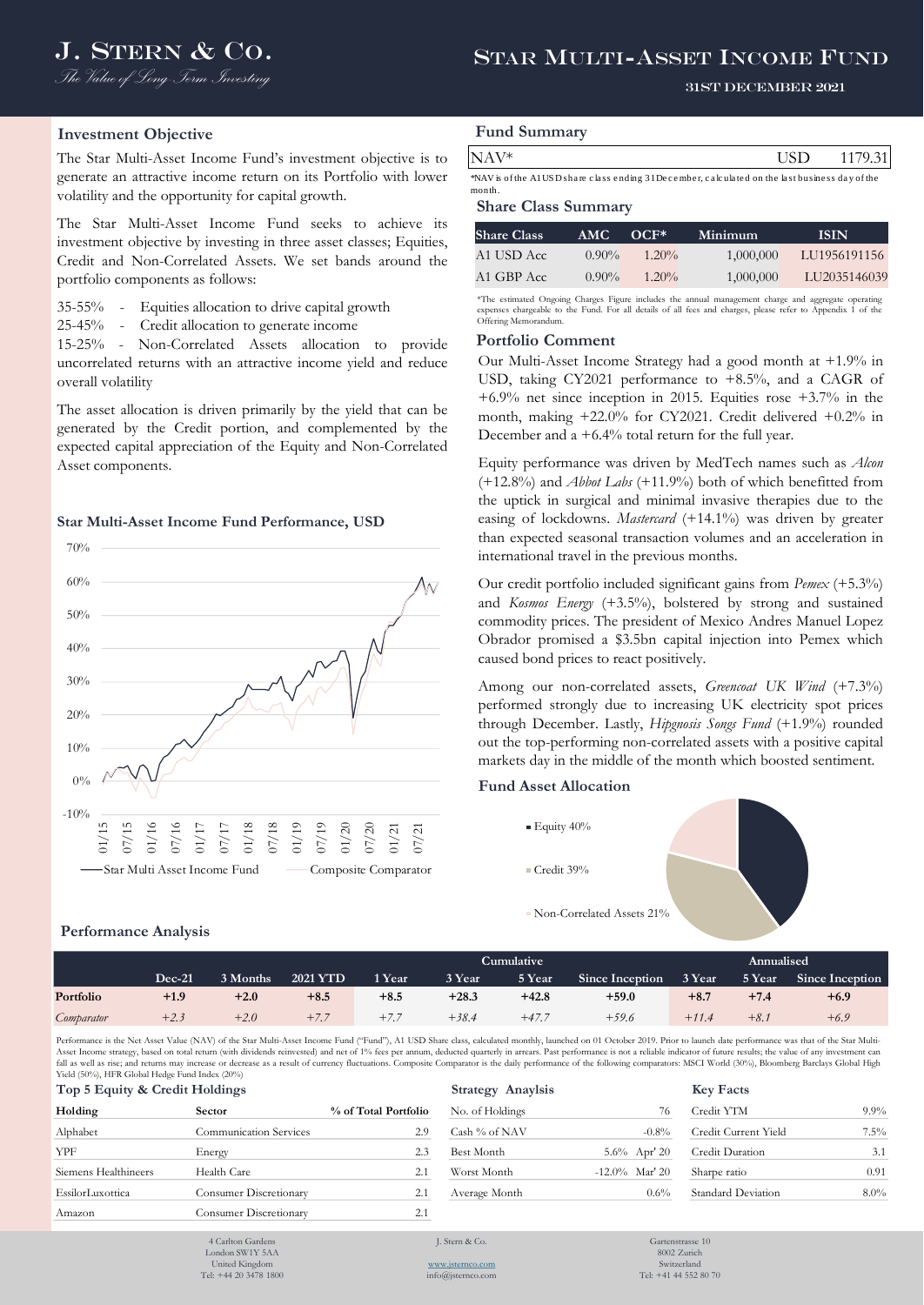# J. Stern & Co.

*The Value of Long Term Investing*

# Star Multi-Asset Income Fund

31ST DECEMBER 2021

## Investment Objective

The Star Multi-Asset Income Fund's investment objective is to generate an attractive income return on its Portfolio with lower volatility and the opportunity for capital growth.

The Star Multi-Asset Income Fund seeks to achieve its investment objective by investing in three asset classes; Equities, Credit and Non-Correlated Assets. We set bands around the portfolio components as follows:

35-55% - Equities allocation to drive capital growth
25-45% - Credit allocation to generate income
15-25% - Non-Correlated Assets allocation to provide uncorrelated returns with an attractive income yield and reduce overall volatility

The asset allocation is driven primarily by the yield that can be generated by the Credit portion, and complemented by the expected capital appreciation of the Equity and Non-Correlated Asset components.

### Star Multi-Asset Income Fund Performance, USD

Star Multi Asset Income Fund — Composite Comparator

## Fund Summary

| NAV* | USD | 1179.31 |
|---|---|---|

*NAV is of the A1 USD share class ending 31 December, calculated on the last business day of the month.

## Share Class Summary

| Share Class | AMC | OCF* | Minimum | ISIN |
|---|---|---|---|---|
| A1 USD Acc | 0.90% | 1.20% | 1,000,000 | LU1956191156 |
| A1 GBP Acc | 0.90% | 1.20% | 1,000,000 | LU2035146039 |

*The estimated Ongoing Charges Figure includes the annual management charge and aggregate operating expenses chargeable to the Fund. For all details of all fees and charges, please refer to Appendix 1 of the Offering Memorandum.

## Portfolio Comment

Our Multi-Asset Income Strategy had a good month at +1.9% in USD, taking CY2021 performance to +8.5%, and a CAGR of +6.9% net since inception in 2015. Equities rose +3.7% in the month, making +22.0% for CY2021. Credit delivered +0.2% in December and a +6.4% total return for the full year.

Equity performance was driven by MedTech names such as *Alcon* (+12.8%) and *Abbot Labs* (+11.9%) both of which benefitted from the uptick in surgical and minimal invasive therapies due to the easing of lockdowns. *Mastercard* (+14.1%) was driven by greater than expected seasonal transaction volumes and an acceleration in international travel in the previous months.

Our credit portfolio included significant gains from *Pemex* (+5.3%) and *Kosmos Energy* (+3.5%), bolstered by strong and sustained commodity prices. The president of Mexico Andres Manuel Lopez Obrador promised a $3.5bn capital injection into Pemex which caused bond prices to react positively.

Among our non-correlated assets, *Greencoat UK Wind* (+7.3%) performed strongly due to increasing UK electricity spot prices through December. Lastly, *Hipgnosis Songs Fund* (+1.9%) rounded out the top-performing non-correlated assets with a positive capital markets day in the middle of the month which boosted sentiment.

## Fund Asset Allocation

- Equity 40%
- Credit 39%
- Non-Correlated Assets 21%

## Performance Analysis

| | Dec-21 | 3 Months | 2021 YTD | 1 Year | 3 Year (Cumulative) | 5 Year (Cumulative) | Since Inception (Cumulative) | 3 Year (Annualised) | 5 Year (Annualised) | Since Inception (Annualised) |
|---|---|---|---|---|---|---|---|---|---|---|
| **Portfolio** | **+1.9** | **+2.0** | **+8.5** | **+8.5** | **+28.3** | **+42.8** | **+59.0** | **+8.7** | **+7.4** | **+6.9** |
| *Comparator* | *+2.3* | *+2.0* | *+7.7* | *+7.7* | *+38.4* | *+47.7* | *+59.6* | *+11.4* | *+8.1* | *+6.9* |

Performance is the Net Asset Value (NAV) of the Star Multi-Asset Income Fund ("Fund"), A1 USD Share class, calculated monthly, launched on 01 October 2019. Prior to launch date performance was that of the Star Multi-Asset Income strategy, based on total return (with dividends reinvested) and net of 1% fees per annum, deducted quarterly in arrears. Past performance is not a reliable indicator of future results; the value of any investment can fall as well as rise; and returns may increase or decrease as a result of currency fluctuations. Composite Comparator is the daily performance of the following comparators: MSCI World (30%), Bloomberg Barclays Global High Yield (50%), HFR Global Hedge Fund Index (20%)

## Top 5 Equity & Credit Holdings

| Holding | Sector | % of Total Portfolio |
|---|---|---|
| Alphabet | Communication Services | 2.9 |
| YPF | Energy | 2.3 |
| Siemens Healthineers | Health Care | 2.1 |
| EssilorLuxottica | Consumer Discretionary | 2.1 |
| Amazon | Consumer Discretionary | 2.1 |

## Strategy Anaylsis

| | |
|---|---|
| No. of Holdings | 76 |
| Cash % of NAV | -0.8% |
| Best Month | 5.6% Apr' 20 |
| Worst Month | -12.0% Mar' 20 |
| Average Month | 0.6% |

## Key Facts

| | |
|---|---|
| Credit YTM | 9.9% |
| Credit Current Yield | 7.5% |
| Credit Duration | 3.1 |
| Sharpe ratio | 0.91 |
| Standard Deviation | 8.0% |

4 Carlton Gardens, London SW1Y 5AA, United Kingdom, Tel: +44 20 3478 1800
J. Stern & Co. www.jsternco.com info@jsternco.com
Gartenstrasse 10, 8002 Zurich, Switzerland, Tel: +41 44 552 80 70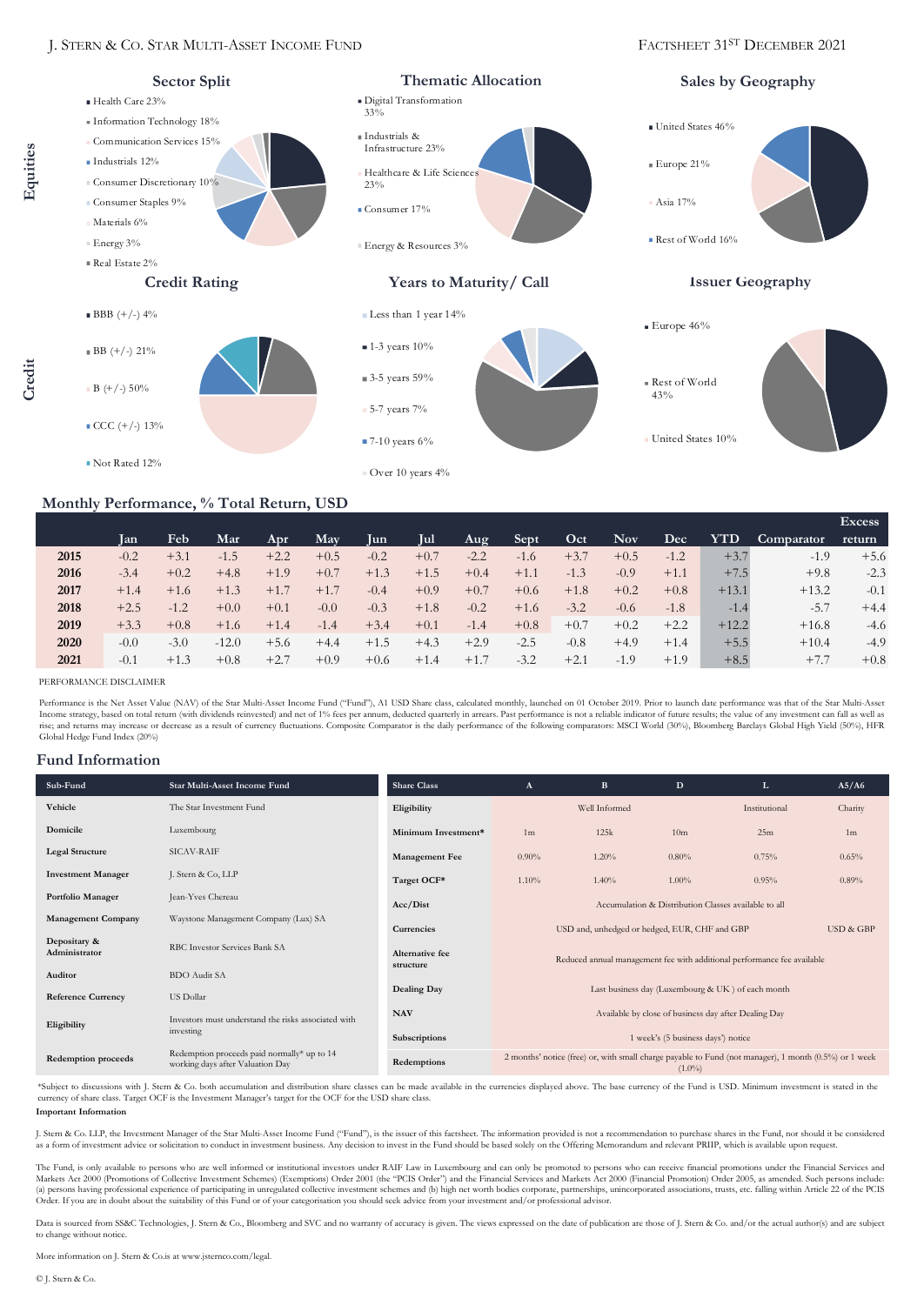J. Stern & Co. Star Multi-Asset Income Fund

Factsheet 31st December 2021

## Equities

### Sector Split

- Health Care 23%
- Information Technology 18%
- Communication Services 15%
- Industrials 12%
- Consumer Discretionary 10%
- Consumer Staples 9%
- Materials 6%
- Energy 3%
- Real Estate 2%

### Thematic Allocation

- Digital Transformation 33%
- Industrials & Infrastructure 23%
- Healthcare & Life Sciences 23%
- Consumer 17%
- Energy & Resources 3%

### Sales by Geography

- United States 46%
- Europe 21%
- Asia 17%
- Rest of World 16%

## Credit

### Credit Rating

- BBB (+/-) 4%
- BB (+/-) 21%
- B (+/-) 50%
- CCC (+/-) 13%
- Not Rated 12%

### Years to Maturity/ Call

- Less than 1 year 14%
- 1-3 years 10%
- 3-5 years 59%
- 5-7 years 7%
- 7-10 years 6%
- Over 10 years 4%

### Issuer Geography

- Europe 46%
- Rest of World 43%
- United States 10%

## Monthly Performance, % Total Return, USD

| | Jan | Feb | Mar | Apr | May | Jun | Jul | Aug | Sept | Oct | Nov | Dec | YTD | Comparator | Excess return |
|---|---|---|---|---|---|---|---|---|---|---|---|---|---|---|---|
| 2015 | -0.2 | +3.1 | -1.5 | +2.2 | +0.5 | -0.2 | +0.7 | -2.2 | -1.6 | +3.7 | +0.5 | -1.2 | +3.7 | -1.9 | +5.6 |
| 2016 | -3.4 | +0.2 | +4.8 | +1.9 | +0.7 | +1.3 | +1.5 | +0.4 | +1.1 | -1.3 | -0.9 | +1.1 | +7.5 | +9.8 | -2.3 |
| 2017 | +1.4 | +1.6 | +1.3 | +1.7 | +1.7 | -0.4 | +0.9 | +0.7 | +0.6 | +1.8 | +0.2 | +0.8 | +13.1 | +13.2 | -0.1 |
| 2018 | +2.5 | -1.2 | +0.0 | +0.1 | -0.0 | -0.3 | +1.8 | -0.2 | +1.6 | -3.2 | -0.6 | -1.8 | -1.4 | -5.7 | +4.4 |
| 2019 | +3.3 | +0.8 | +1.6 | +1.4 | -1.4 | +3.4 | +0.1 | -1.4 | +0.8 | +0.7 | +0.2 | +2.2 | +12.2 | +16.8 | -4.6 |
| 2020 | -0.0 | -3.0 | -12.0 | +5.6 | +4.4 | +1.5 | +4.3 | +2.9 | -2.5 | -0.8 | +4.9 | +1.4 | +5.5 | +10.4 | -4.9 |
| 2021 | -0.1 | +1.3 | +0.8 | +2.7 | +0.9 | +0.6 | +1.4 | +1.7 | -3.2 | +2.1 | -1.9 | +1.9 | +8.5 | +7.7 | +0.8 |

PERFORMANCE DISCLAIMER

Performance is the Net Asset Value (NAV) of the Star Multi-Asset Income Fund ("Fund"), A1 USD Share class, calculated monthly, launched on 01 October 2019. Prior to launch date performance was that of the Star Multi-Asset Income strategy, based on total return (with dividends reinvested) and net of 1% fees per annum, deducted quarterly in arrears. Past performance is not a reliable indicator of future results; the value of any investment can fall as well as rise; and returns may increase or decrease as a result of currency fluctuations. Composite Comparator is the daily performance of the following comparators: MSCI World (30%), Bloomberg Barclays Global High Yield (50%), HFR Global Hedge Fund Index (20%)

## Fund Information

| Sub-Fund | Star Multi-Asset Income Fund |
|---|---|
| Vehicle | The Star Investment Fund |
| Domicile | Luxembourg |
| Legal Structure | SICAV-RAIF |
| Investment Manager | J. Stern & Co, LLP |
| Portfolio Manager | Jean-Yves Chereau |
| Management Company | Waystone Management Company (Lux) SA |
| Depositary & Administrator | RBC Investor Services Bank SA |
| Auditor | BDO Audit SA |
| Reference Currency | US Dollar |
| Eligibility | Investors must understand the risks associated with investing |
| Redemption proceeds | Redemption proceeds paid normally* up to 14 working days after Valuation Day |

| Share Class | A | B | D | L | A5/A6 |
|---|---|---|---|---|---|
| Eligibility | Well Informed | | | Institutional | Charity |
| Minimum Investment* | 1m | 125k | 10m | 25m | 1m |
| Management Fee | 0.90% | 1.20% | 0.80% | 0.75% | 0.65% |
| Target OCF* | 1.10% | 1.40% | 1.00% | 0.95% | 0.89% |
| Acc/Dist | Accumulation & Distribution Classes available to all | | | | |
| Currencies | USD and, unhedged or hedged, EUR, CHF and GBP | | | | USD & GBP |
| Alternative fee structure | Reduced annual management fee with additional performance fee available | | | | |
| Dealing Day | Last business day (Luxembourg & UK ) of each month | | | | |
| NAV | Available by close of business day after Dealing Day | | | | |
| Subscriptions | 1 week's (5 business days') notice | | | | |
| Redemptions | 2 months' notice (free) or, with small charge payable to Fund (not manager), 1 month (0.5%) or 1 week (1.0%) | | | | |

*Subject to discussions with J. Stern & Co. both accumulation and distribution share classes can be made available in the currencies displayed above. The base currency of the Fund is USD. Minimum investment is stated in the currency of share class. Target OCF is the Investment Manager's target for the OCF for the USD share class.

**Important Information**

J. Stern & Co. LLP, the Investment Manager of the Star Multi-Asset Income Fund ("Fund"), is the issuer of this factsheet. The information provided is not a recommendation to purchase shares in the Fund, nor should it be considered as a form of investment advice or solicitation to conduct in investment business. Any decision to invest in the Fund should be based solely on the Offering Memorandum and relevant PRIIP, which is available upon request.

The Fund, is only available to persons who are well informed or institutional investors under RAIF Law in Luxembourg and can only be promoted to persons who can receive financial promotions under the Financial Services and Markets Act 2000 (Promotions of Collective Investment Schemes) (Exemptions) Order 2001 (the "PCIS Order") and the Financial Services and Markets Act 2000 (Financial Promotion) Order 2005, as amended. Such persons include: (a) persons having professional experience of participating in unregulated collective investment schemes and (b) high net worth bodies corporate, partnerships, unincorporated associations, trusts, etc. falling within Article 22 of the PCIS Order. If you are in doubt about the suitability of this Fund or of your categorisation you should seek advice from your investment and/or professional advisor.

Data is sourced from SS&C Technologies, J. Stern & Co., Bloomberg and SVC and no warranty of accuracy is given. The views expressed on the date of publication are those of J. Stern & Co. and/or the actual author(s) and are subject to change without notice.

More information on J. Stern & Co.is at www.jsternco.com/legal.

© J. Stern & Co.